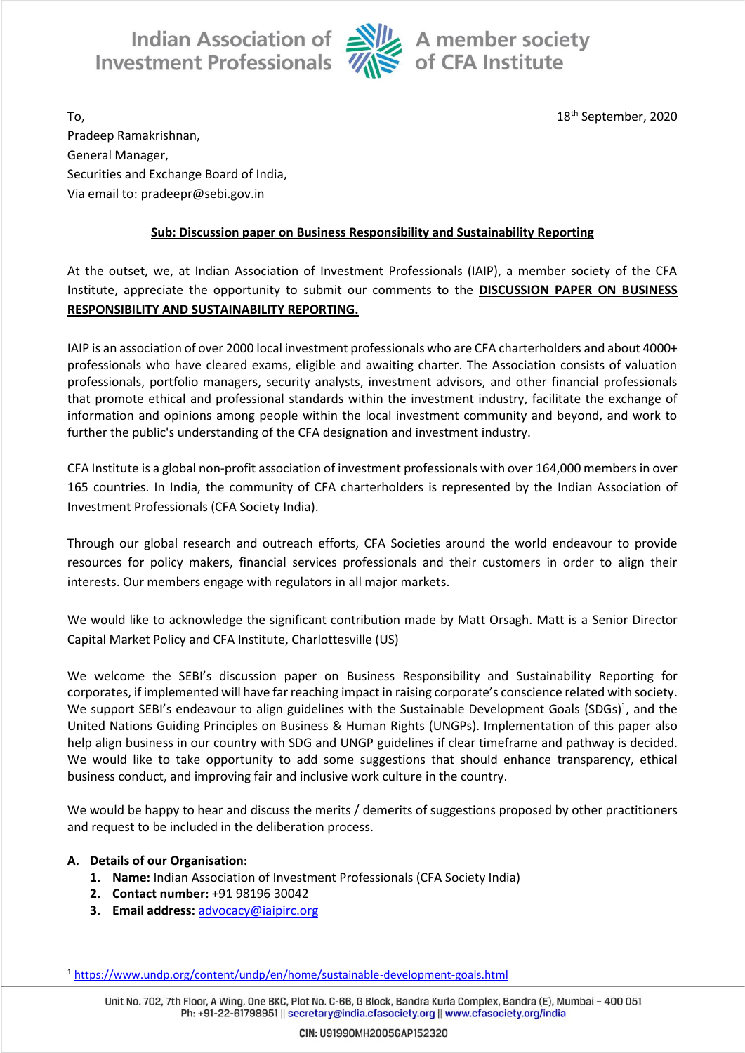Indian Association of Investment Professionals — A member society of CFA Institute

To,
Pradeep Ramakrishnan,
General Manager,
Securities and Exchange Board of India,
Via email to: pradeepr@sebi.gov.in

18th September, 2020

**Sub: Discussion paper on Business Responsibility and Sustainability Reporting**

At the outset, we, at Indian Association of Investment Professionals (IAIP), a member society of the CFA Institute, appreciate the opportunity to submit our comments to the **DISCUSSION PAPER ON BUSINESS RESPONSIBILITY AND SUSTAINABILITY REPORTING.**

IAIP is an association of over 2000 local investment professionals who are CFA charterholders and about 4000+ professionals who have cleared exams, eligible and awaiting charter. The Association consists of valuation professionals, portfolio managers, security analysts, investment advisors, and other financial professionals that promote ethical and professional standards within the investment industry, facilitate the exchange of information and opinions among people within the local investment community and beyond, and work to further the public's understanding of the CFA designation and investment industry.

CFA Institute is a global non-profit association of investment professionals with over 164,000 members in over 165 countries. In India, the community of CFA charterholders is represented by the Indian Association of Investment Professionals (CFA Society India).

Through our global research and outreach efforts, CFA Societies around the world endeavour to provide resources for policy makers, financial services professionals and their customers in order to align their interests. Our members engage with regulators in all major markets.

We would like to acknowledge the significant contribution made by Matt Orsagh. Matt is a Senior Director Capital Market Policy and CFA Institute, Charlottesville (US)

We welcome the SEBI's discussion paper on Business Responsibility and Sustainability Reporting for corporates, if implemented will have far reaching impact in raising corporate's conscience related with society. We support SEBI's endeavour to align guidelines with the Sustainable Development Goals (SDGs)[1], and the United Nations Guiding Principles on Business & Human Rights (UNGPs). Implementation of this paper also help align business in our country with SDG and UNGP guidelines if clear timeframe and pathway is decided. We would like to take opportunity to add some suggestions that should enhance transparency, ethical business conduct, and improving fair and inclusive work culture in the country.

We would be happy to hear and discuss the merits / demerits of suggestions proposed by other practitioners and request to be included in the deliberation process.

**A. Details of our Organisation:**

1. **Name:** Indian Association of Investment Professionals (CFA Society India)
2. **Contact number:** +91 98196 30042
3. **Email address:** advocacy@iaipirc.org

[1] https://www.undp.org/content/undp/en/home/sustainable-development-goals.html

Unit No. 702, 7th Floor, A Wing, One BKC, Plot No. C-66, G Block, Bandra Kurla Complex, Bandra (E), Mumbai – 400 051
Ph: +91-22-61798951 || secretary@india.cfasociety.org || www.cfasociety.org/india

CIN: U91990MH2005GAP152320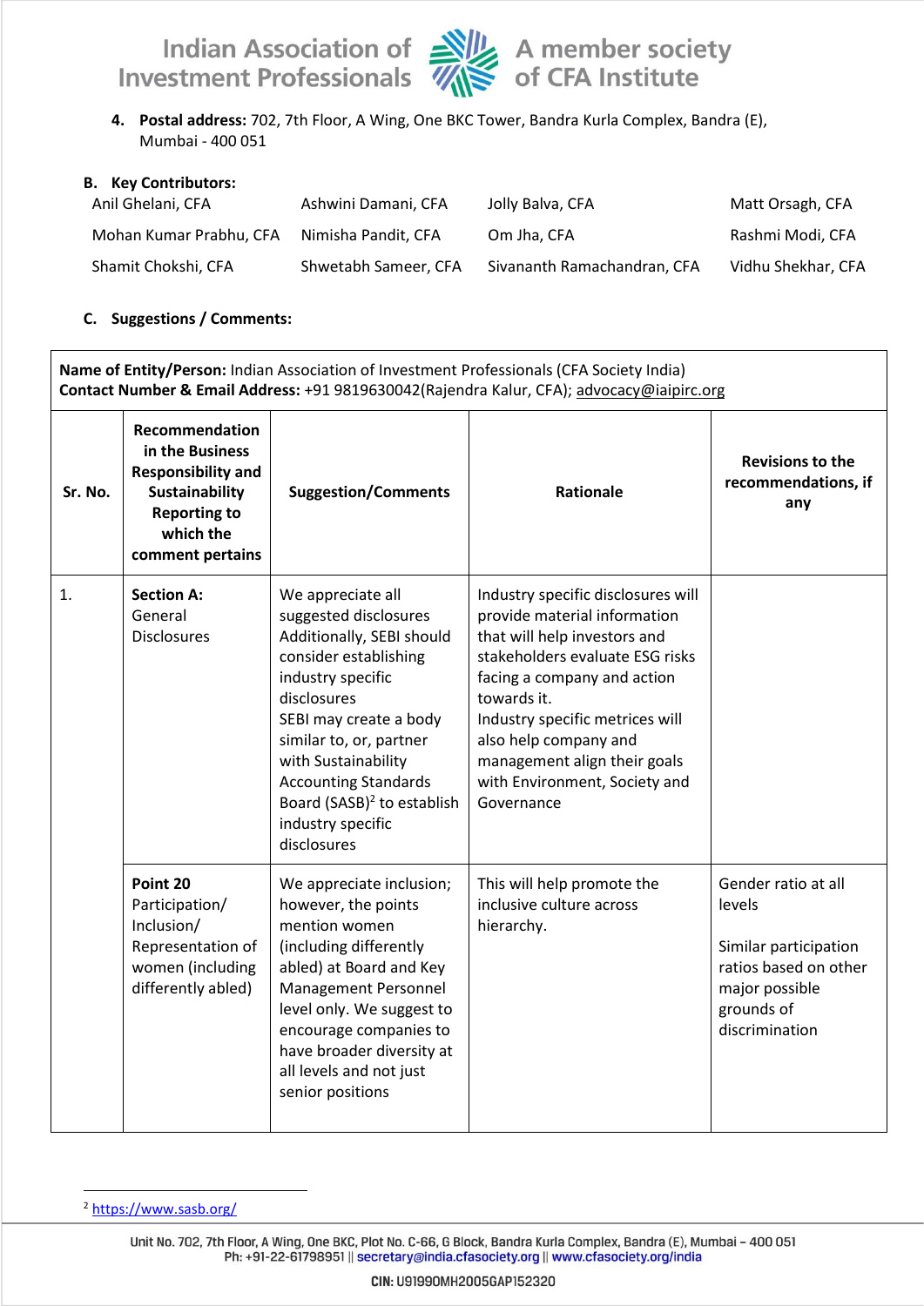4. **Postal address:** 702, 7th Floor, A Wing, One BKC Tower, Bandra Kurla Complex, Bandra (E), Mumbai - 400 051

**B. Key Contributors:**

| | | | |
|---|---|---|---|
| Anil Ghelani, CFA | Ashwini Damani, CFA | Jolly Balva, CFA | Matt Orsagh, CFA |
| Mohan Kumar Prabhu, CFA | Nimisha Pandit, CFA | Om Jha, CFA | Rashmi Modi, CFA |
| Shamit Chokshi, CFA | Shwetabh Sameer, CFA | Sivananth Ramachandran, CFA | Vidhu Shekhar, CFA |

**C. Suggestions / Comments:**

**Name of Entity/Person:** Indian Association of Investment Professionals (CFA Society India)
**Contact Number & Email Address:** +91 9819630042(Rajendra Kalur, CFA); advocacy@iaipirc.org

| Sr. No. | Recommendation in the Business Responsibility and Sustainability Reporting to which the comment pertains | Suggestion/Comments | Rationale | Revisions to the recommendations, if any |
|---|---|---|---|---|
| 1. | **Section A:** General Disclosures | We appreciate all suggested disclosures Additionally, SEBI should consider establishing industry specific disclosures SEBI may create a body similar to, or, partner with Sustainability Accounting Standards Board (SASB)[2] to establish industry specific disclosures | Industry specific disclosures will provide material information that will help investors and stakeholders evaluate ESG risks facing a company and action towards it. Industry specific metrices will also help company and management align their goals with Environment, Society and Governance | |
| | **Point 20** Participation/ Inclusion/ Representation of women (including differently abled) | We appreciate inclusion; however, the points mention women (including differently abled) at Board and Key Management Personnel level only. We suggest to encourage companies to have broader diversity at all levels and not just senior positions | This will help promote the inclusive culture across hierarchy. | Gender ratio at all levels<br><br>Similar participation ratios based on other major possible grounds of discrimination |

[2] https://www.sasb.org/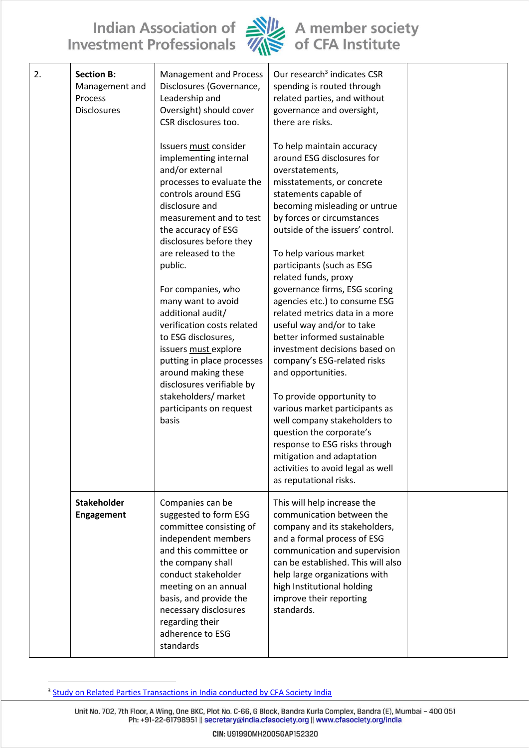| | | | | |
|---|---|---|---|---|
| 2. | **Section B:** Management and Process Disclosures | Management and Process Disclosures (Governance, Leadership and Oversight) should cover CSR disclosures too.<br><br>Issuers <u>must</u> consider implementing internal and/or external processes to evaluate the controls around ESG disclosure and measurement and to test the accuracy of ESG disclosures before they are released to the public.<br><br>For companies, who many want to avoid additional audit/ verification costs related to ESG disclosures, issuers <u>must</u> explore putting in place processes around making these disclosures verifiable by stakeholders/ market participants on request basis | Our research[3] indicates CSR spending is routed through related parties, and without governance and oversight, there are risks.<br><br>To help maintain accuracy around ESG disclosures for overstatements, misstatements, or concrete statements capable of becoming misleading or untrue by forces or circumstances outside of the issuers' control.<br><br>To help various market participants (such as ESG related funds, proxy governance firms, ESG scoring agencies etc.) to consume ESG related metrics data in a more useful way and/or to take better informed sustainable investment decisions based on company's ESG-related risks and opportunities.<br><br>To provide opportunity to various market participants as well company stakeholders to question the corporate's response to ESG risks through mitigation and adaptation activities to avoid legal as well as reputational risks. | |
| | **Stakeholder Engagement** | Companies can be suggested to form ESG committee consisting of independent members and this committee or the company shall conduct stakeholder meeting on an annual basis, and provide the necessary disclosures regarding their adherence to ESG standards | This will help increase the communication between the company and its stakeholders, and a formal process of ESG communication and supervision can be established. This will also help large organizations with high Institutional holding improve their reporting standards. | |

[3] Study on Related Parties Transactions in India conducted by CFA Society India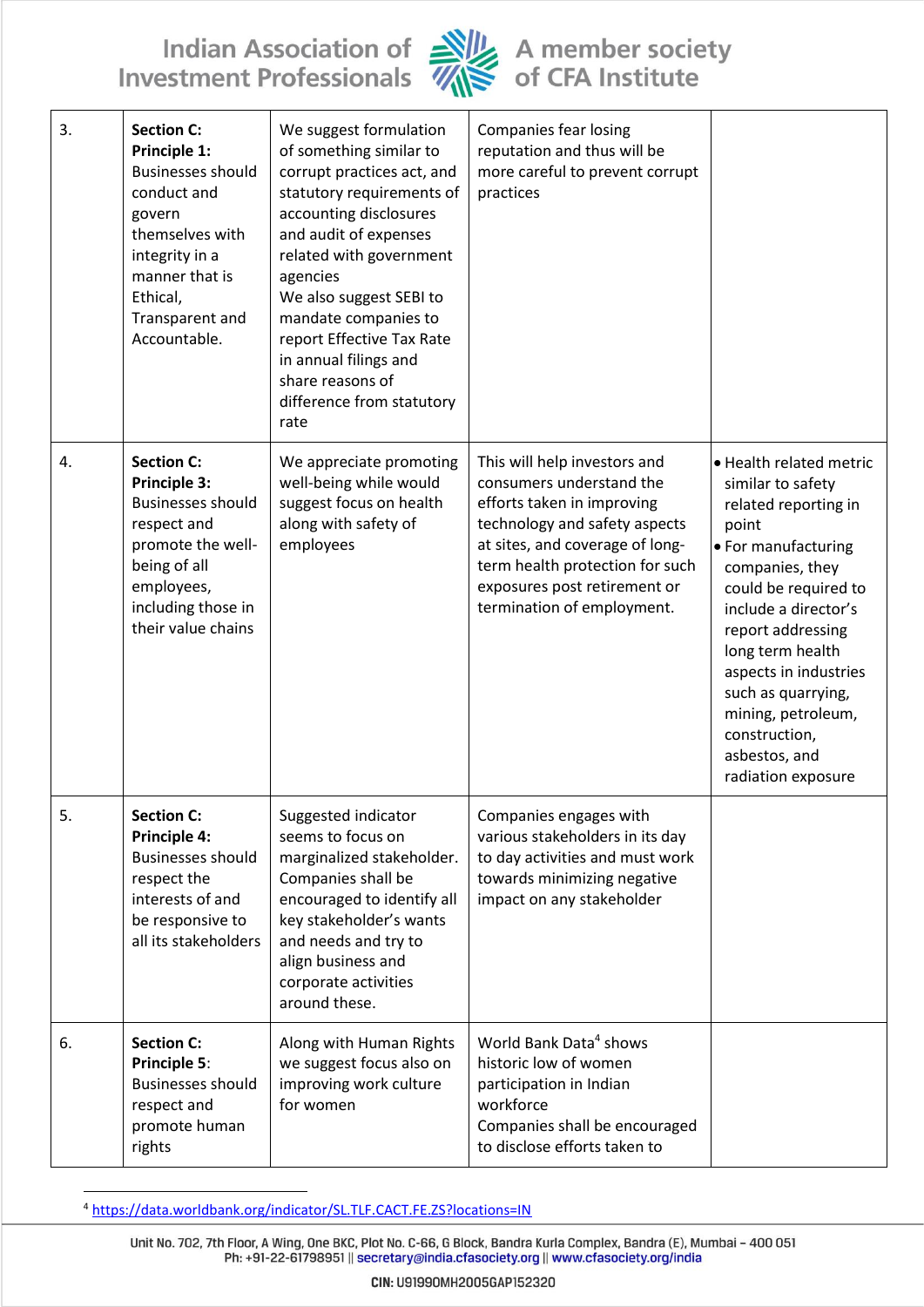| | | | | |
|---|---|---|---|---|
| 3. | **Section C: Principle 1:** Businesses should conduct and govern themselves with integrity in a manner that is Ethical, Transparent and Accountable. | We suggest formulation of something similar to corrupt practices act, and statutory requirements of accounting disclosures and audit of expenses related with government agencies<br>We also suggest SEBI to mandate companies to report Effective Tax Rate in annual filings and share reasons of difference from statutory rate | Companies fear losing reputation and thus will be more careful to prevent corrupt practices | |
| 4. | **Section C: Principle 3:** Businesses should respect and promote the well-being of all employees, including those in their value chains | We appreciate promoting well-being while would suggest focus on health along with safety of employees | This will help investors and consumers understand the efforts taken in improving technology and safety aspects at sites, and coverage of long-term health protection for such exposures post retirement or termination of employment. | • Health related metric similar to safety related reporting in point<br>• For manufacturing companies, they could be required to include a director's report addressing long term health aspects in industries such as quarrying, mining, petroleum, construction, asbestos, and radiation exposure |
| 5. | **Section C: Principle 4:** Businesses should respect the interests of and be responsive to all its stakeholders | Suggested indicator seems to focus on marginalized stakeholder. Companies shall be encouraged to identify all key stakeholder's wants and needs and try to align business and corporate activities around these. | Companies engages with various stakeholders in its day to day activities and must work towards minimizing negative impact on any stakeholder | |
| 6. | **Section C: Principle 5**: Businesses should respect and promote human rights | Along with Human Rights we suggest focus also on improving work culture for women | World Bank Data[4] shows historic low of women participation in Indian workforce<br>Companies shall be encouraged to disclose efforts taken to | |

[4] https://data.worldbank.org/indicator/SL.TLF.CACT.FE.ZS?locations=IN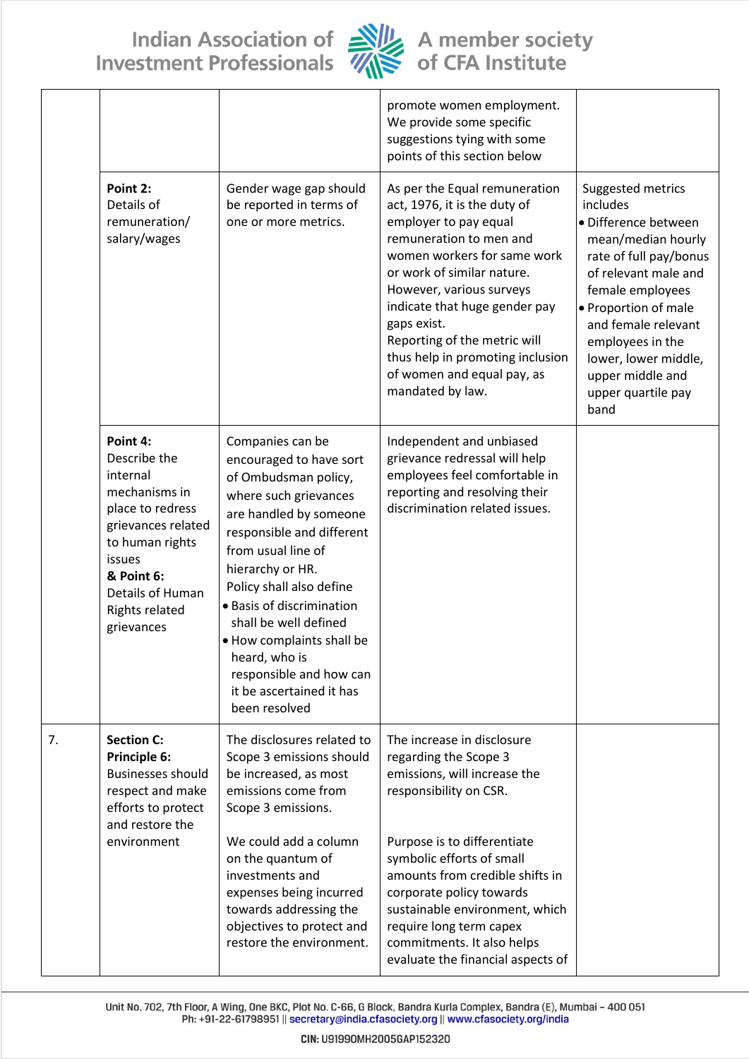| | | | | |
|---|---|---|---|---|
| | | | promote women employment. We provide some specific suggestions tying with some points of this section below | |
| | **Point 2:** Details of remuneration/ salary/wages | Gender wage gap should be reported in terms of one or more metrics. | As per the Equal remuneration act, 1976, it is the duty of employer to pay equal remuneration to men and women workers for same work or work of similar nature. However, various surveys indicate that huge gender pay gaps exist. Reporting of the metric will thus help in promoting inclusion of women and equal pay, as mandated by law. | Suggested metrics includes<br>• Difference between mean/median hourly rate of full pay/bonus of relevant male and female employees<br>• Proportion of male and female relevant employees in the lower, lower middle, upper middle and upper quartile pay band |
| | **Point 4:** Describe the internal mechanisms in place to redress grievances related to human rights issues **& Point 6:** Details of Human Rights related grievances | Companies can be encouraged to have sort of Ombudsman policy, where such grievances are handled by someone responsible and different from usual line of hierarchy or HR. Policy shall also define<br>• Basis of discrimination shall be well defined<br>• How complaints shall be heard, who is responsible and how can it be ascertained it has been resolved | Independent and unbiased grievance redressal will help employees feel comfortable in reporting and resolving their discrimination related issues. | |
| 7. | **Section C: Principle 6:** Businesses should respect and make efforts to protect and restore the environment | The disclosures related to Scope 3 emissions should be increased, as most emissions come from Scope 3 emissions.<br><br>We could add a column on the quantum of investments and expenses being incurred towards addressing the objectives to protect and restore the environment. | The increase in disclosure regarding the Scope 3 emissions, will increase the responsibility on CSR.<br><br>Purpose is to differentiate symbolic efforts of small amounts from credible shifts in corporate policy towards sustainable environment, which require long term capex commitments. It also helps evaluate the financial aspects of | |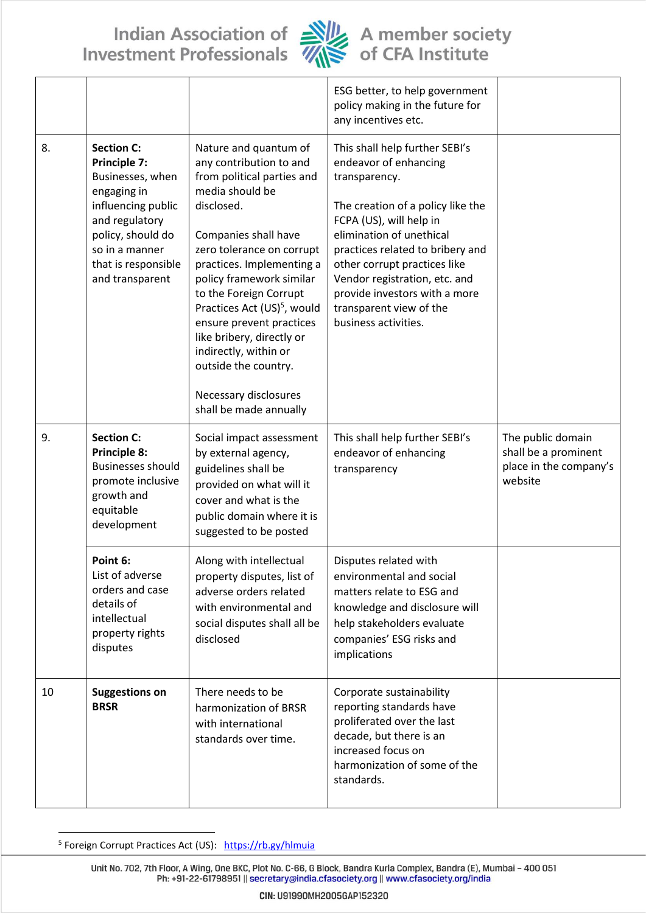| | | | | |
|---|---|---|---|---|
| | | | ESG better, to help government policy making in the future for any incentives etc. | |
| 8. | **Section C: Principle 7:** Businesses, when engaging in influencing public and regulatory policy, should do so in a manner that is responsible and transparent | Nature and quantum of any contribution to and from political parties and media should be disclosed.<br><br>Companies shall have zero tolerance on corrupt practices. Implementing a policy framework similar to the Foreign Corrupt Practices Act (US)[5], would ensure prevent practices like bribery, directly or indirectly, within or outside the country.<br><br>Necessary disclosures shall be made annually | This shall help further SEBI's endeavor of enhancing transparency.<br><br>The creation of a policy like the FCPA (US), will help in elimination of unethical practices related to bribery and other corrupt practices like Vendor registration, etc. and provide investors with a more transparent view of the business activities. | |
| 9. | **Section C: Principle 8:** Businesses should promote inclusive growth and equitable development | Social impact assessment by external agency, guidelines shall be provided on what will it cover and what is the public domain where it is suggested to be posted | This shall help further SEBI's endeavor of enhancing transparency | The public domain shall be a prominent place in the company's website |
| | **Point 6:** List of adverse orders and case details of intellectual property rights disputes | Along with intellectual property disputes, list of adverse orders related with environmental and social disputes shall all be disclosed | Disputes related with environmental and social matters relate to ESG and knowledge and disclosure will help stakeholders evaluate companies' ESG risks and implications | |
| 10 | **Suggestions on BRSR** | There needs to be harmonization of BRSR with international standards over time. | Corporate sustainability reporting standards have proliferated over the last decade, but there is an increased focus on harmonization of some of the standards. | |

[5] Foreign Corrupt Practices Act (US): https://rb.gy/hlmuia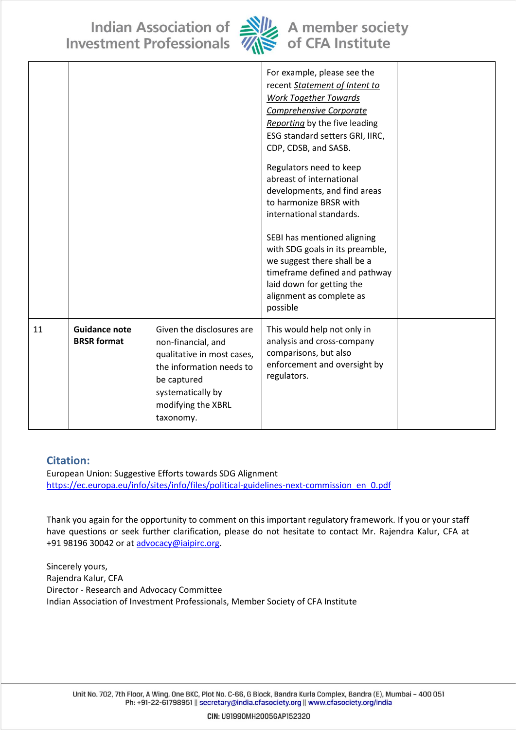| | | | | |
|---|---|---|---|---|
| | | | For example, please see the recent *Statement of Intent to Work Together Towards Comprehensive Corporate Reporting* by the five leading ESG standard setters GRI, IIRC, CDP, CDSB, and SASB.<br><br>Regulators need to keep abreast of international developments, and find areas to harmonize BRSR with international standards.<br><br>SEBI has mentioned aligning with SDG goals in its preamble, we suggest there shall be a timeframe defined and pathway laid down for getting the alignment as complete as possible | |
| 11 | **Guidance note BRSR format** | Given the disclosures are non-financial, and qualitative in most cases, the information needs to be captured systematically by modifying the XBRL taxonomy. | This would help not only in analysis and cross-company comparisons, but also enforcement and oversight by regulators. | |

## Citation:

European Union: Suggestive Efforts towards SDG Alignment
https://ec.europa.eu/info/sites/info/files/political-guidelines-next-commission_en_0.pdf

Thank you again for the opportunity to comment on this important regulatory framework. If you or your staff have questions or seek further clarification, please do not hesitate to contact Mr. Rajendra Kalur, CFA at +91 98196 30042 or at advocacy@iaipirc.org.

Sincerely yours,
Rajendra Kalur, CFA
Director - Research and Advocacy Committee
Indian Association of Investment Professionals, Member Society of CFA Institute